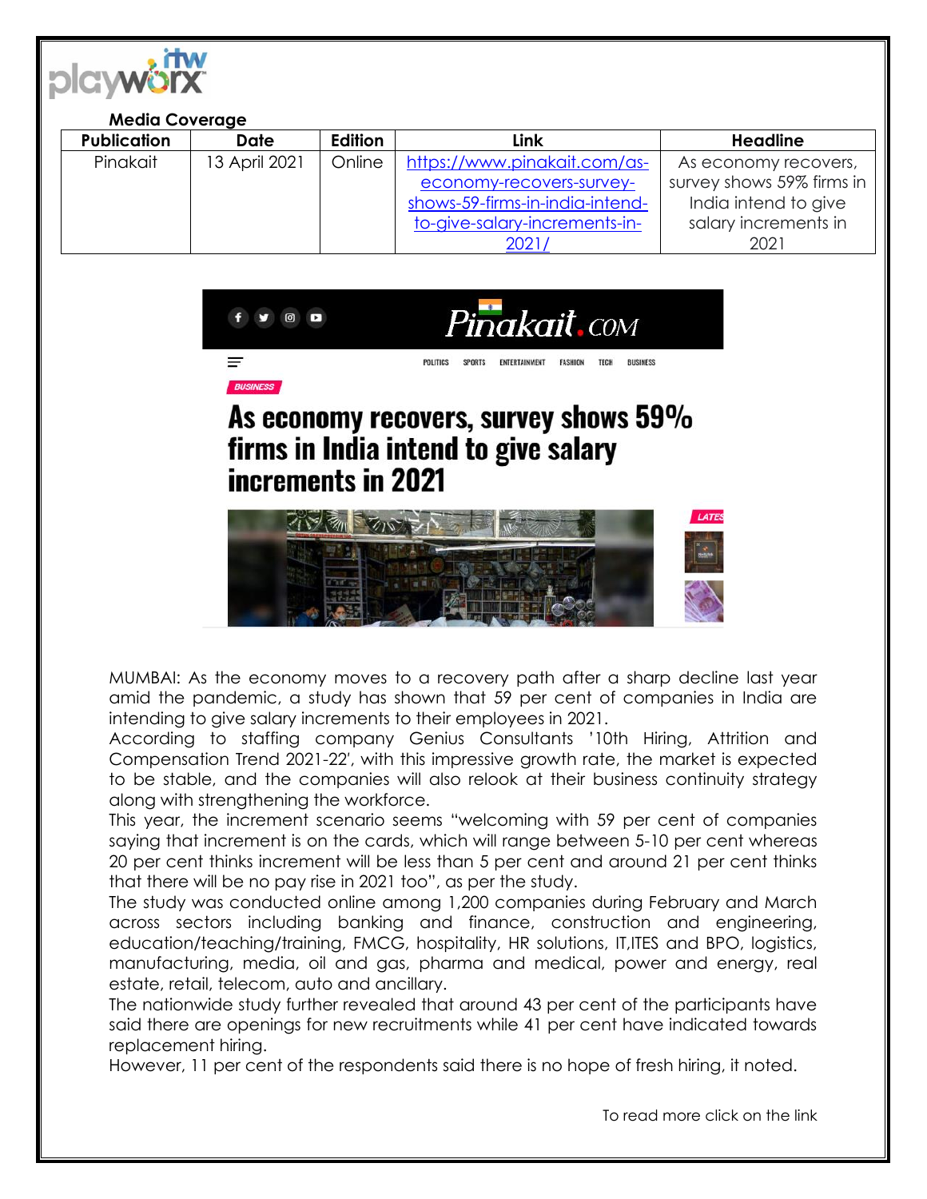**Media Coverage**

| Publication | Date | Edition | Link | Headline |
|---|---|---|---|---|
| Pinakait | 13 April 2021 | Online | https://www.pinakait.com/as-economy-recovers-survey-shows-59-firms-in-india-intend-to-give-salary-increments-in-2021/ | As economy recovers, survey shows 59% firms in India intend to give salary increments in 2021 |

Pinakait.COM

POLITICS SPORTS ENTERTAINMENT FASHION TECH BUSINESS

BUSINESS

# As economy recovers, survey shows 59% firms in India intend to give salary increments in 2021

MUMBAI: As the economy moves to a recovery path after a sharp decline last year amid the pandemic, a study has shown that 59 per cent of companies in India are intending to give salary increments to their employees in 2021.

According to staffing company Genius Consultants '10th Hiring, Attrition and Compensation Trend 2021-22', with this impressive growth rate, the market is expected to be stable, and the companies will also relook at their business continuity strategy along with strengthening the workforce.

This year, the increment scenario seems "welcoming with 59 per cent of companies saying that increment is on the cards, which will range between 5-10 per cent whereas 20 per cent thinks increment will be less than 5 per cent and around 21 per cent thinks that there will be no pay rise in 2021 too", as per the study.

The study was conducted online among 1,200 companies during February and March across sectors including banking and finance, construction and engineering, education/teaching/training, FMCG, hospitality, HR solutions, IT,ITES and BPO, logistics, manufacturing, media, oil and gas, pharma and medical, power and energy, real estate, retail, telecom, auto and ancillary.

The nationwide study further revealed that around 43 per cent of the participants have said there are openings for new recruitments while 41 per cent have indicated towards replacement hiring.

However, 11 per cent of the respondents said there is no hope of fresh hiring, it noted.

To read more click on the link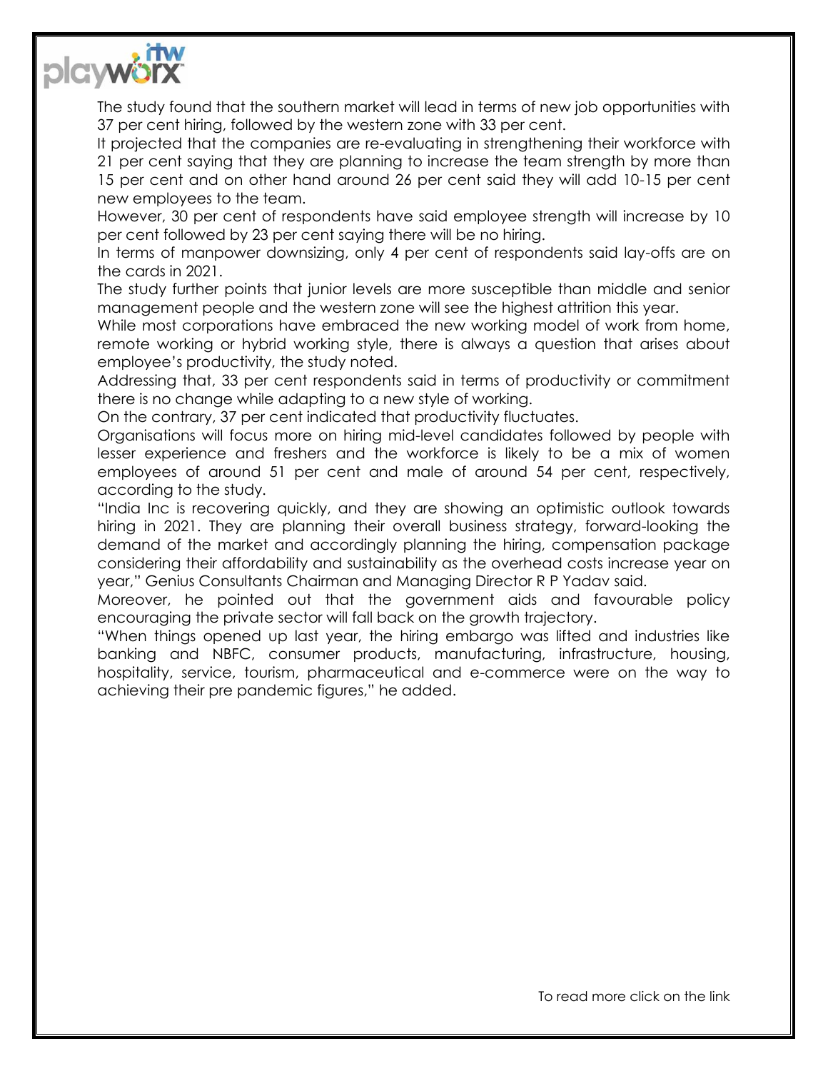The study found that the southern market will lead in terms of new job opportunities with 37 per cent hiring, followed by the western zone with 33 per cent.

It projected that the companies are re-evaluating in strengthening their workforce with 21 per cent saying that they are planning to increase the team strength by more than 15 per cent and on other hand around 26 per cent said they will add 10-15 per cent new employees to the team.

However, 30 per cent of respondents have said employee strength will increase by 10 per cent followed by 23 per cent saying there will be no hiring.

In terms of manpower downsizing, only 4 per cent of respondents said lay-offs are on the cards in 2021.

The study further points that junior levels are more susceptible than middle and senior management people and the western zone will see the highest attrition this year.

While most corporations have embraced the new working model of work from home, remote working or hybrid working style, there is always a question that arises about employee's productivity, the study noted.

Addressing that, 33 per cent respondents said in terms of productivity or commitment there is no change while adapting to a new style of working.

On the contrary, 37 per cent indicated that productivity fluctuates.

Organisations will focus more on hiring mid-level candidates followed by people with lesser experience and freshers and the workforce is likely to be a mix of women employees of around 51 per cent and male of around 54 per cent, respectively, according to the study.

"India Inc is recovering quickly, and they are showing an optimistic outlook towards hiring in 2021. They are planning their overall business strategy, forward-looking the demand of the market and accordingly planning the hiring, compensation package considering their affordability and sustainability as the overhead costs increase year on year," Genius Consultants Chairman and Managing Director R P Yadav said.

Moreover, he pointed out that the government aids and favourable policy encouraging the private sector will fall back on the growth trajectory.

"When things opened up last year, the hiring embargo was lifted and industries like banking and NBFC, consumer products, manufacturing, infrastructure, housing, hospitality, service, tourism, pharmaceutical and e-commerce were on the way to achieving their pre pandemic figures," he added.

To read more click on the link